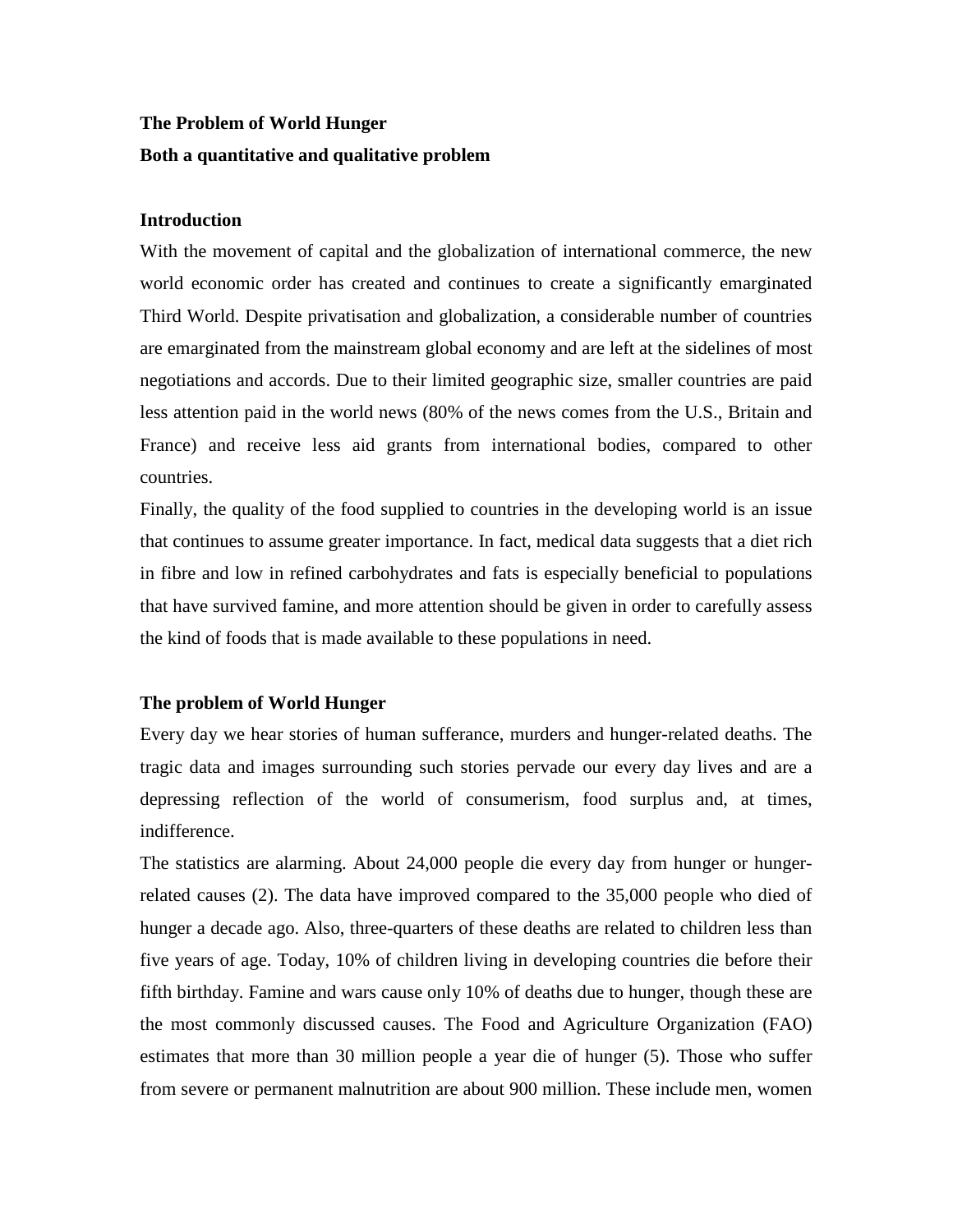**The Problem of World Hunger**

**Both a quantitative and qualitative problem**

**Introduction**

With the movement of capital and the globalization of international commerce, the new world economic order has created and continues to create a significantly emarginated Third World. Despite privatisation and globalization, a considerable number of countries are emarginated from the mainstream global economy and are left at the sidelines of most negotiations and accords. Due to their limited geographic size, smaller countries are paid less attention paid in the world news (80% of the news comes from the U.S., Britain and France) and receive less aid grants from international bodies, compared to other countries.

Finally, the quality of the food supplied to countries in the developing world is an issue that continues to assume greater importance. In fact, medical data suggests that a diet rich in fibre and low in refined carbohydrates and fats is especially beneficial to populations that have survived famine, and more attention should be given in order to carefully assess the kind of foods that is made available to these populations in need.

**The problem of World Hunger**

Every day we hear stories of human sufferance, murders and hunger-related deaths. The tragic data and images surrounding such stories pervade our every day lives and are a depressing reflection of the world of consumerism, food surplus and, at times, indifference.

The statistics are alarming. About 24,000 people die every day from hunger or hunger-related causes (2). The data have improved compared to the 35,000 people who died of hunger a decade ago. Also, three-quarters of these deaths are related to children less than five years of age. Today, 10% of children living in developing countries die before their fifth birthday. Famine and wars cause only 10% of deaths due to hunger, though these are the most commonly discussed causes. The Food and Agriculture Organization (FAO) estimates that more than 30 million people a year die of hunger (5). Those who suffer from severe or permanent malnutrition are about 900 million. These include men, women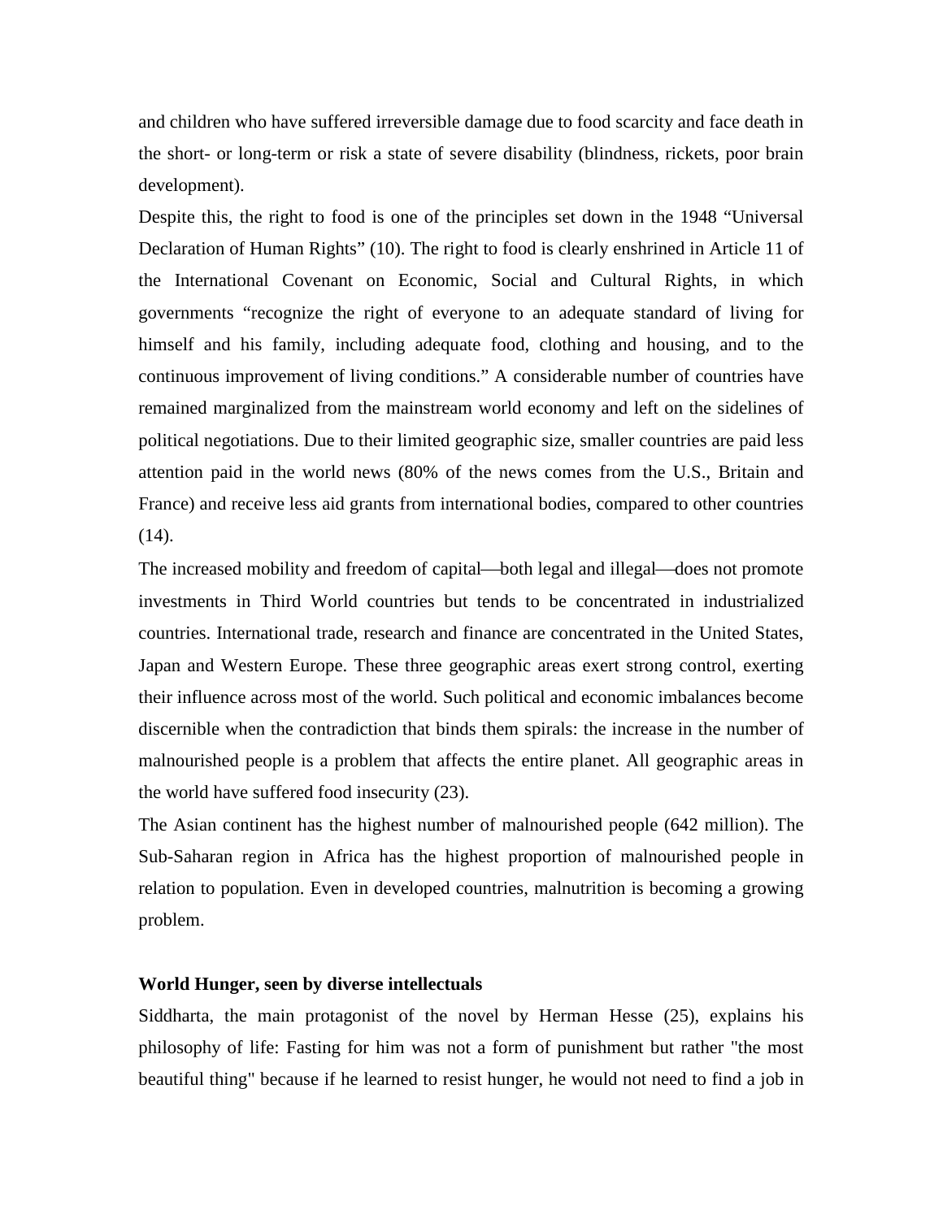and children who have suffered irreversible damage due to food scarcity and face death in the short- or long-term or risk a state of severe disability (blindness, rickets, poor brain development).

Despite this, the right to food is one of the principles set down in the 1948 "Universal Declaration of Human Rights" (10). The right to food is clearly enshrined in Article 11 of the International Covenant on Economic, Social and Cultural Rights, in which governments "recognize the right of everyone to an adequate standard of living for himself and his family, including adequate food, clothing and housing, and to the continuous improvement of living conditions." A considerable number of countries have remained marginalized from the mainstream world economy and left on the sidelines of political negotiations. Due to their limited geographic size, smaller countries are paid less attention paid in the world news (80% of the news comes from the U.S., Britain and France) and receive less aid grants from international bodies, compared to other countries (14).

The increased mobility and freedom of capital—both legal and illegal—does not promote investments in Third World countries but tends to be concentrated in industrialized countries. International trade, research and finance are concentrated in the United States, Japan and Western Europe. These three geographic areas exert strong control, exerting their influence across most of the world. Such political and economic imbalances become discernible when the contradiction that binds them spirals: the increase in the number of malnourished people is a problem that affects the entire planet. All geographic areas in the world have suffered food insecurity (23).

The Asian continent has the highest number of malnourished people (642 million). The Sub-Saharan region in Africa has the highest proportion of malnourished people in relation to population. Even in developed countries, malnutrition is becoming a growing problem.

**World Hunger, seen by diverse intellectuals**

Siddharta, the main protagonist of the novel by Herman Hesse (25), explains his philosophy of life: Fasting for him was not a form of punishment but rather "the most beautiful thing" because if he learned to resist hunger, he would not need to find a job in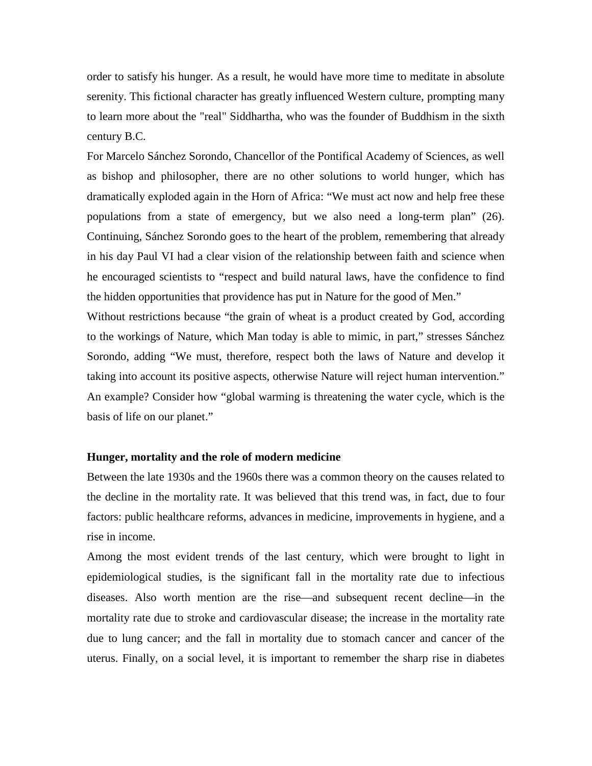order to satisfy his hunger. As a result, he would have more time to meditate in absolute serenity. This fictional character has greatly influenced Western culture, prompting many to learn more about the "real" Siddhartha, who was the founder of Buddhism in the sixth century B.C.

For Marcelo Sánchez Sorondo, Chancellor of the Pontifical Academy of Sciences, as well as bishop and philosopher, there are no other solutions to world hunger, which has dramatically exploded again in the Horn of Africa: “We must act now and help free these populations from a state of emergency, but we also need a long-term plan” (26). Continuing, Sánchez Sorondo goes to the heart of the problem, remembering that already in his day Paul VI had a clear vision of the relationship between faith and science when he encouraged scientists to “respect and build natural laws, have the confidence to find the hidden opportunities that providence has put in Nature for the good of Men.”

Without restrictions because “the grain of wheat is a product created by God, according to the workings of Nature, which Man today is able to mimic, in part,” stresses Sánchez Sorondo, adding “We must, therefore, respect both the laws of Nature and develop it taking into account its positive aspects, otherwise Nature will reject human intervention.” An example? Consider how “global warming is threatening the water cycle, which is the basis of life on our planet.”

**Hunger, mortality and the role of modern medicine**

Between the late 1930s and the 1960s there was a common theory on the causes related to the decline in the mortality rate. It was believed that this trend was, in fact, due to four factors: public healthcare reforms, advances in medicine, improvements in hygiene, and a rise in income.

Among the most evident trends of the last century, which were brought to light in epidemiological studies, is the significant fall in the mortality rate due to infectious diseases. Also worth mention are the rise—and subsequent recent decline—in the mortality rate due to stroke and cardiovascular disease; the increase in the mortality rate due to lung cancer; and the fall in mortality due to stomach cancer and cancer of the uterus. Finally, on a social level, it is important to remember the sharp rise in diabetes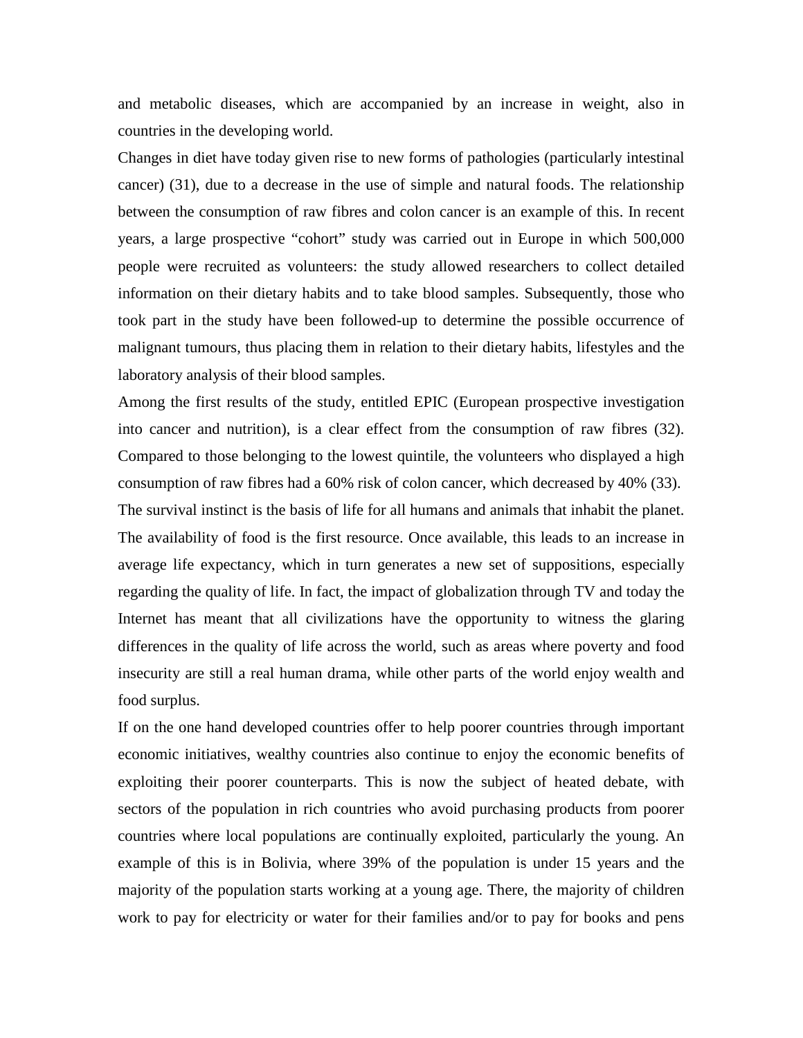and metabolic diseases, which are accompanied by an increase in weight, also in countries in the developing world.

Changes in diet have today given rise to new forms of pathologies (particularly intestinal cancer) (31), due to a decrease in the use of simple and natural foods. The relationship between the consumption of raw fibres and colon cancer is an example of this. In recent years, a large prospective "cohort" study was carried out in Europe in which 500,000 people were recruited as volunteers: the study allowed researchers to collect detailed information on their dietary habits and to take blood samples. Subsequently, those who took part in the study have been followed-up to determine the possible occurrence of malignant tumours, thus placing them in relation to their dietary habits, lifestyles and the laboratory analysis of their blood samples.

Among the first results of the study, entitled EPIC (European prospective investigation into cancer and nutrition), is a clear effect from the consumption of raw fibres (32). Compared to those belonging to the lowest quintile, the volunteers who displayed a high consumption of raw fibres had a 60% risk of colon cancer, which decreased by 40% (33).

The survival instinct is the basis of life for all humans and animals that inhabit the planet. The availability of food is the first resource. Once available, this leads to an increase in average life expectancy, which in turn generates a new set of suppositions, especially regarding the quality of life. In fact, the impact of globalization through TV and today the Internet has meant that all civilizations have the opportunity to witness the glaring differences in the quality of life across the world, such as areas where poverty and food insecurity are still a real human drama, while other parts of the world enjoy wealth and food surplus.

If on the one hand developed countries offer to help poorer countries through important economic initiatives, wealthy countries also continue to enjoy the economic benefits of exploiting their poorer counterparts. This is now the subject of heated debate, with sectors of the population in rich countries who avoid purchasing products from poorer countries where local populations are continually exploited, particularly the young. An example of this is in Bolivia, where 39% of the population is under 15 years and the majority of the population starts working at a young age. There, the majority of children work to pay for electricity or water for their families and/or to pay for books and pens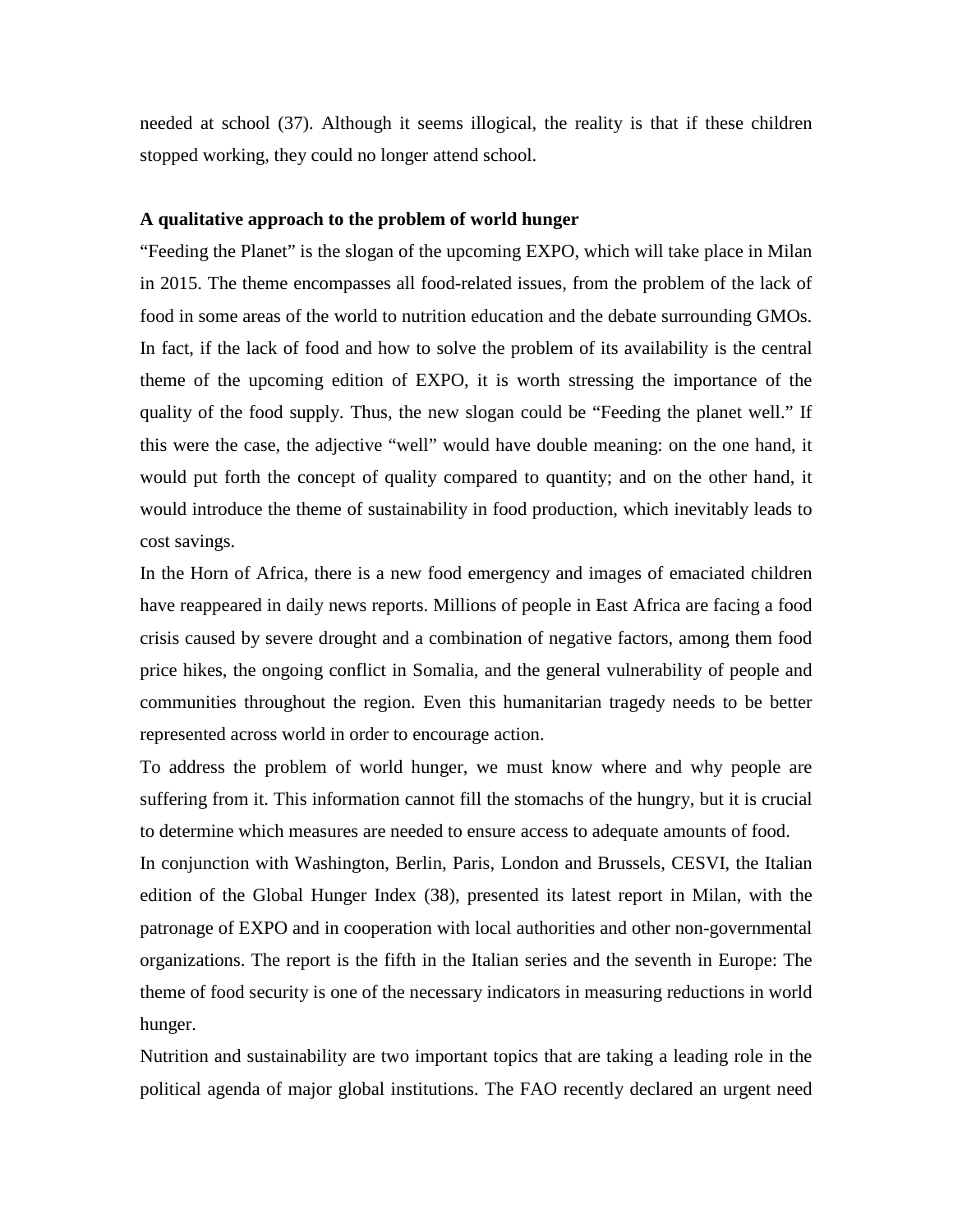needed at school (37). Although it seems illogical, the reality is that if these children stopped working, they could no longer attend school.

**A qualitative approach to the problem of world hunger**

"Feeding the Planet" is the slogan of the upcoming EXPO, which will take place in Milan in 2015. The theme encompasses all food-related issues, from the problem of the lack of food in some areas of the world to nutrition education and the debate surrounding GMOs. In fact, if the lack of food and how to solve the problem of its availability is the central theme of the upcoming edition of EXPO, it is worth stressing the importance of the quality of the food supply. Thus, the new slogan could be "Feeding the planet well." If this were the case, the adjective "well" would have double meaning: on the one hand, it would put forth the concept of quality compared to quantity; and on the other hand, it would introduce the theme of sustainability in food production, which inevitably leads to cost savings.

In the Horn of Africa, there is a new food emergency and images of emaciated children have reappeared in daily news reports. Millions of people in East Africa are facing a food crisis caused by severe drought and a combination of negative factors, among them food price hikes, the ongoing conflict in Somalia, and the general vulnerability of people and communities throughout the region. Even this humanitarian tragedy needs to be better represented across world in order to encourage action.

To address the problem of world hunger, we must know where and why people are suffering from it. This information cannot fill the stomachs of the hungry, but it is crucial to determine which measures are needed to ensure access to adequate amounts of food.

In conjunction with Washington, Berlin, Paris, London and Brussels, CESVI, the Italian edition of the Global Hunger Index (38), presented its latest report in Milan, with the patronage of EXPO and in cooperation with local authorities and other non-governmental organizations. The report is the fifth in the Italian series and the seventh in Europe: The theme of food security is one of the necessary indicators in measuring reductions in world hunger.

Nutrition and sustainability are two important topics that are taking a leading role in the political agenda of major global institutions. The FAO recently declared an urgent need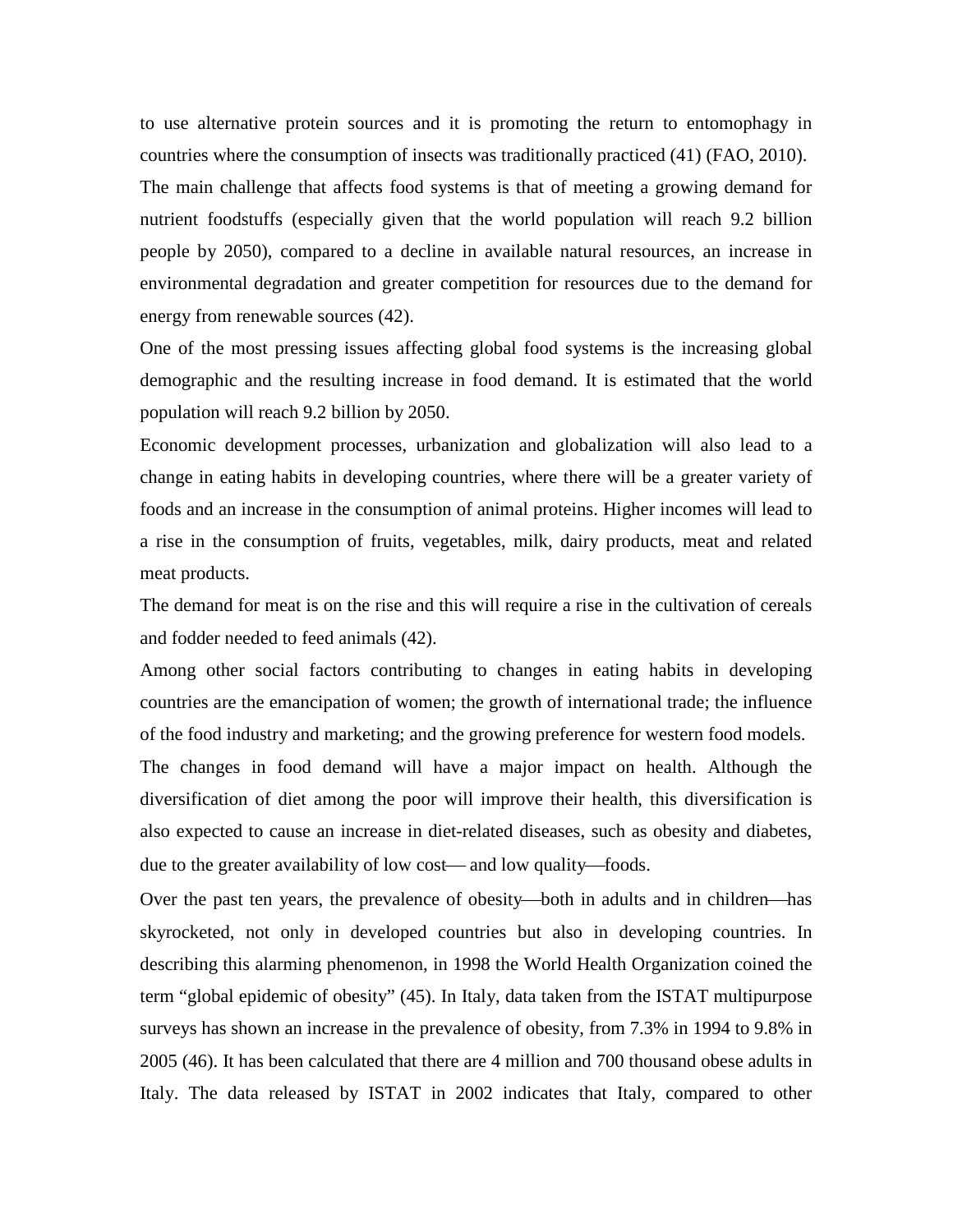to use alternative protein sources and it is promoting the return to entomophagy in countries where the consumption of insects was traditionally practiced (41) (FAO, 2010).

The main challenge that affects food systems is that of meeting a growing demand for nutrient foodstuffs (especially given that the world population will reach 9.2 billion people by 2050), compared to a decline in available natural resources, an increase in environmental degradation and greater competition for resources due to the demand for energy from renewable sources (42).

One of the most pressing issues affecting global food systems is the increasing global demographic and the resulting increase in food demand. It is estimated that the world population will reach 9.2 billion by 2050.

Economic development processes, urbanization and globalization will also lead to a change in eating habits in developing countries, where there will be a greater variety of foods and an increase in the consumption of animal proteins. Higher incomes will lead to a rise in the consumption of fruits, vegetables, milk, dairy products, meat and related meat products.

The demand for meat is on the rise and this will require a rise in the cultivation of cereals and fodder needed to feed animals (42).

Among other social factors contributing to changes in eating habits in developing countries are the emancipation of women; the growth of international trade; the influence of the food industry and marketing; and the growing preference for western food models.

The changes in food demand will have a major impact on health. Although the diversification of diet among the poor will improve their health, this diversification is also expected to cause an increase in diet-related diseases, such as obesity and diabetes, due to the greater availability of low cost— and low quality—foods.

Over the past ten years, the prevalence of obesity—both in adults and in children—has skyrocketed, not only in developed countries but also in developing countries. In describing this alarming phenomenon, in 1998 the World Health Organization coined the term "global epidemic of obesity" (45). In Italy, data taken from the ISTAT multipurpose surveys has shown an increase in the prevalence of obesity, from 7.3% in 1994 to 9.8% in 2005 (46). It has been calculated that there are 4 million and 700 thousand obese adults in Italy. The data released by ISTAT in 2002 indicates that Italy, compared to other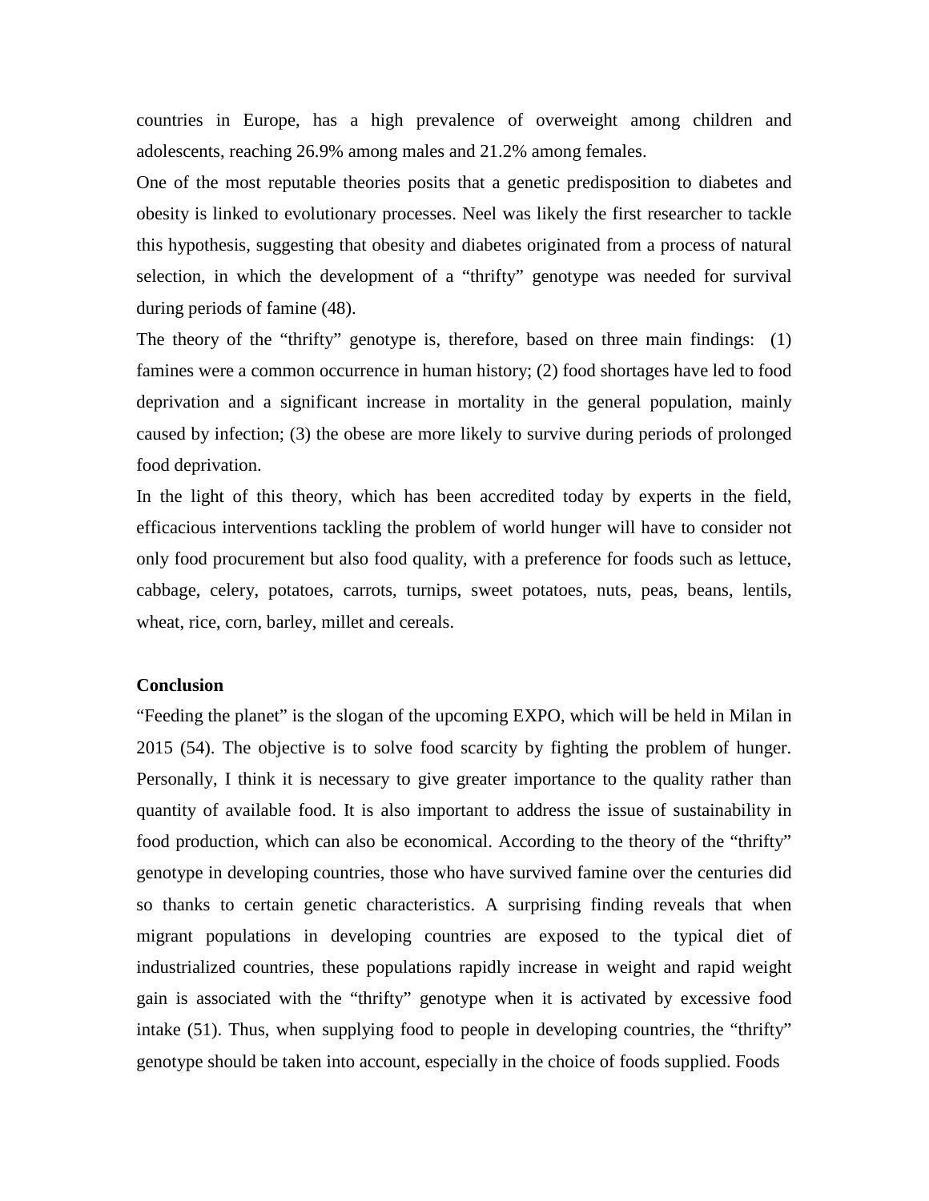countries in Europe, has a high prevalence of overweight among children and adolescents, reaching 26.9% among males and 21.2% among females.

One of the most reputable theories posits that a genetic predisposition to diabetes and obesity is linked to evolutionary processes. Neel was likely the first researcher to tackle this hypothesis, suggesting that obesity and diabetes originated from a process of natural selection, in which the development of a "thrifty" genotype was needed for survival during periods of famine (48).

The theory of the "thrifty" genotype is, therefore, based on three main findings: (1) famines were a common occurrence in human history; (2) food shortages have led to food deprivation and a significant increase in mortality in the general population, mainly caused by infection; (3) the obese are more likely to survive during periods of prolonged food deprivation.

In the light of this theory, which has been accredited today by experts in the field, efficacious interventions tackling the problem of world hunger will have to consider not only food procurement but also food quality, with a preference for foods such as lettuce, cabbage, celery, potatoes, carrots, turnips, sweet potatoes, nuts, peas, beans, lentils, wheat, rice, corn, barley, millet and cereals.

**Conclusion**

"Feeding the planet" is the slogan of the upcoming EXPO, which will be held in Milan in 2015 (54). The objective is to solve food scarcity by fighting the problem of hunger. Personally, I think it is necessary to give greater importance to the quality rather than quantity of available food. It is also important to address the issue of sustainability in food production, which can also be economical. According to the theory of the "thrifty" genotype in developing countries, those who have survived famine over the centuries did so thanks to certain genetic characteristics. A surprising finding reveals that when migrant populations in developing countries are exposed to the typical diet of industrialized countries, these populations rapidly increase in weight and rapid weight gain is associated with the "thrifty" genotype when it is activated by excessive food intake (51). Thus, when supplying food to people in developing countries, the "thrifty" genotype should be taken into account, especially in the choice of foods supplied. Foods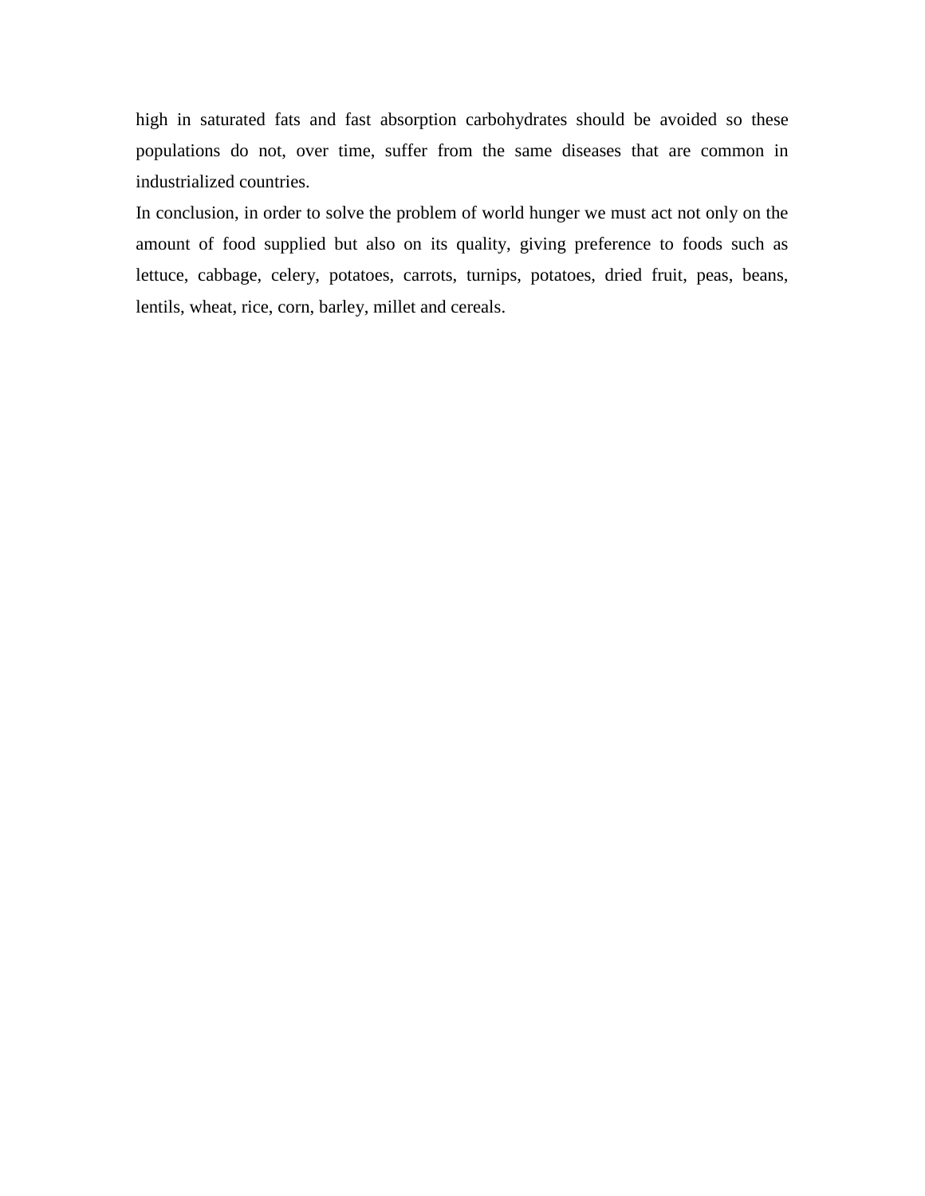high in saturated fats and fast absorption carbohydrates should be avoided so these populations do not, over time, suffer from the same diseases that are common in industrialized countries.

In conclusion, in order to solve the problem of world hunger we must act not only on the amount of food supplied but also on its quality, giving preference to foods such as lettuce, cabbage, celery, potatoes, carrots, turnips, potatoes, dried fruit, peas, beans, lentils, wheat, rice, corn, barley, millet and cereals.